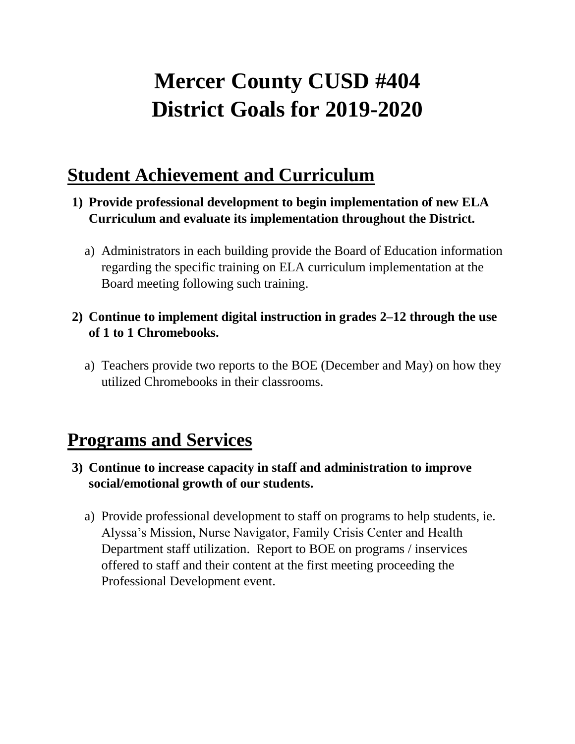# Mercer County CUSD #404
# District Goals for 2019-2020

## Student Achievement and Curriculum

1) **Provide professional development to begin implementation of new ELA Curriculum and evaluate its implementation throughout the District.**

   a) Administrators in each building provide the Board of Education information regarding the specific training on ELA curriculum implementation at the Board meeting following such training.

2) **Continue to implement digital instruction in grades 2–12 through the use of 1 to 1 Chromebooks.**

   a) Teachers provide two reports to the BOE (December and May) on how they utilized Chromebooks in their classrooms.

## Programs and Services

3) **Continue to increase capacity in staff and administration to improve social/emotional growth of our students.**

   a) Provide professional development to staff on programs to help students, ie. Alyssa's Mission, Nurse Navigator, Family Crisis Center and Health Department staff utilization. Report to BOE on programs / inservices offered to staff and their content at the first meeting proceeding the Professional Development event.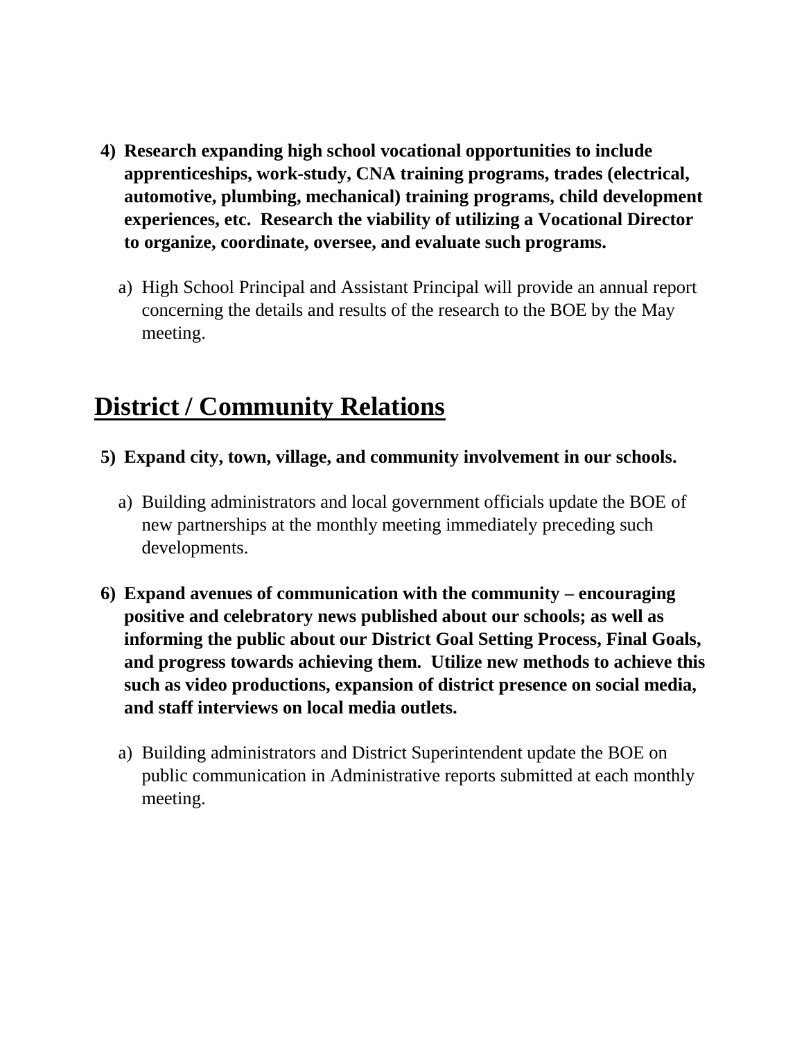4) **Research expanding high school vocational opportunities to include apprenticeships, work-study, CNA training programs, trades (electrical, automotive, plumbing, mechanical) training programs, child development experiences, etc. Research the viability of utilizing a Vocational Director to organize, coordinate, oversee, and evaluate such programs.**

   a) High School Principal and Assistant Principal will provide an annual report concerning the details and results of the research to the BOE by the May meeting.

## District / Community Relations

5) **Expand city, town, village, and community involvement in our schools.**

   a) Building administrators and local government officials update the BOE of new partnerships at the monthly meeting immediately preceding such developments.

6) **Expand avenues of communication with the community – encouraging positive and celebratory news published about our schools; as well as informing the public about our District Goal Setting Process, Final Goals, and progress towards achieving them. Utilize new methods to achieve this such as video productions, expansion of district presence on social media, and staff interviews on local media outlets.**

   a) Building administrators and District Superintendent update the BOE on public communication in Administrative reports submitted at each monthly meeting.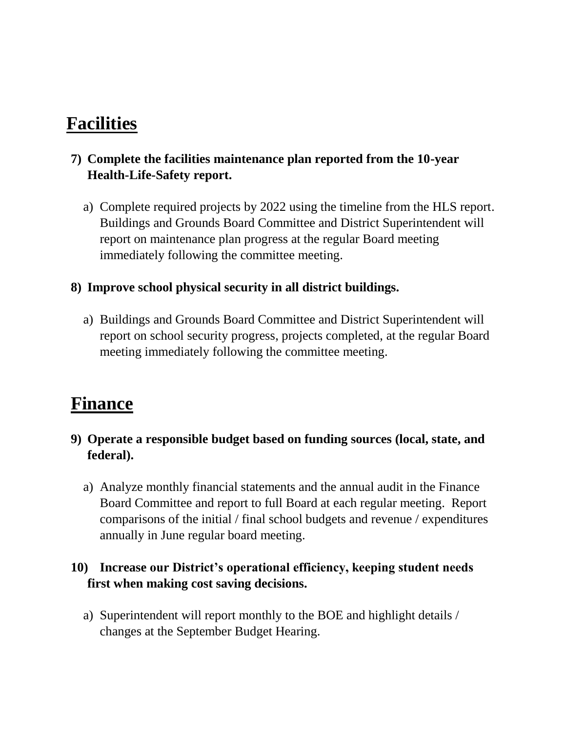## Facilities

7) **Complete the facilities maintenance plan reported from the 10-year Health-Life-Safety report.**

   a) Complete required projects by 2022 using the timeline from the HLS report. Buildings and Grounds Board Committee and District Superintendent will report on maintenance plan progress at the regular Board meeting immediately following the committee meeting.

8) **Improve school physical security in all district buildings.**

   a) Buildings and Grounds Board Committee and District Superintendent will report on school security progress, projects completed, at the regular Board meeting immediately following the committee meeting.

## Finance

9) **Operate a responsible budget based on funding sources (local, state, and federal).**

   a) Analyze monthly financial statements and the annual audit in the Finance Board Committee and report to full Board at each regular meeting. Report comparisons of the initial / final school budgets and revenue / expenditures annually in June regular board meeting.

10) **Increase our District's operational efficiency, keeping student needs first when making cost saving decisions.**

    a) Superintendent will report monthly to the BOE and highlight details / changes at the September Budget Hearing.